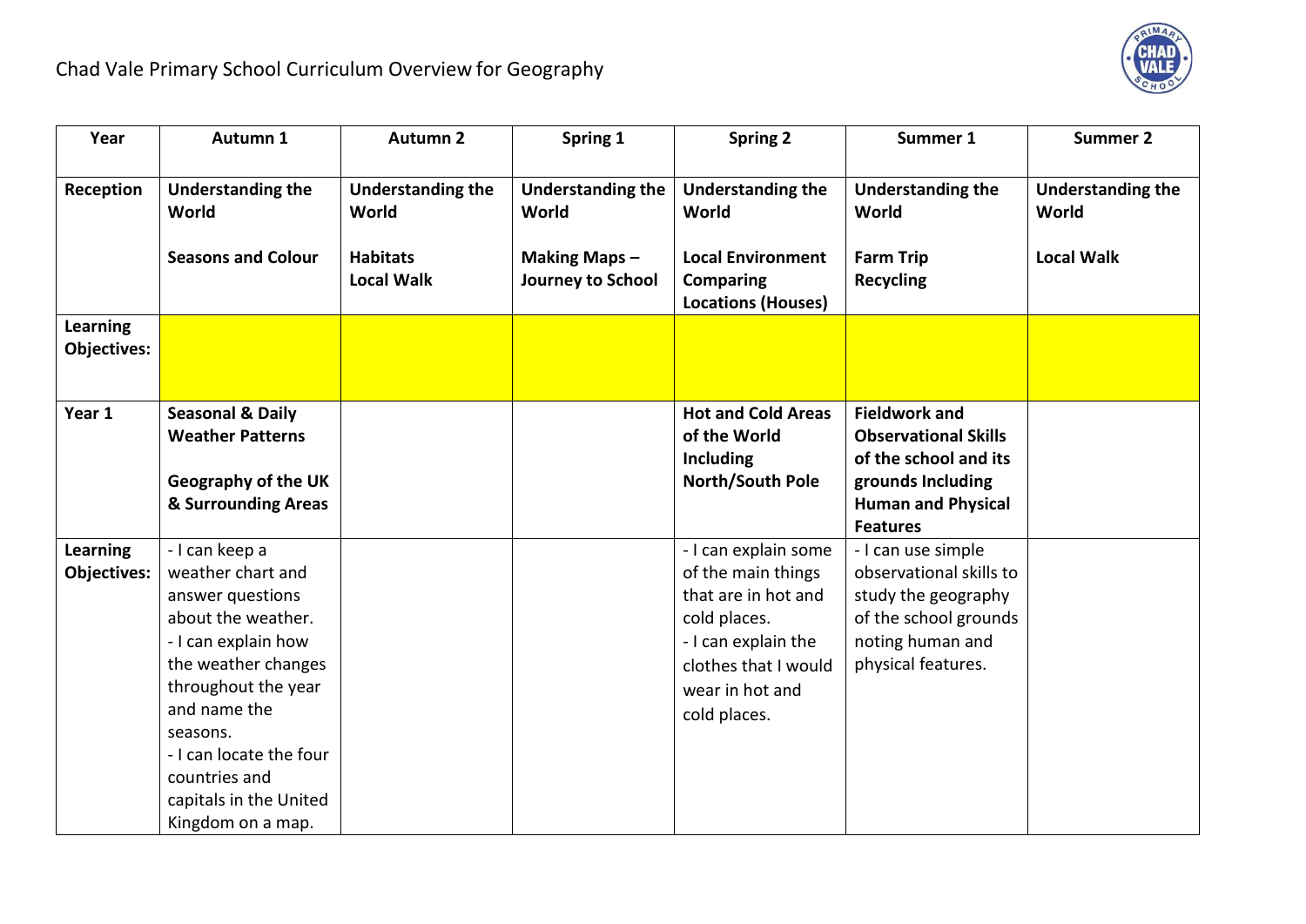# Chad Vale Primary School Curriculum Overview for Geography

| Year | Autumn 1 | Autumn 2 | Spring 1 | Spring 2 | Summer 1 | Summer 2 |
| --- | --- | --- | --- | --- | --- | --- |
| **Reception** | **Understanding the World**<br><br>**Seasons and Colour** | **Understanding the World**<br><br>**Habitats**<br>**Local Walk** | **Understanding the World**<br><br>**Making Maps – Journey to School** | **Understanding the World**<br><br>**Local Environment Comparing Locations (Houses)** | **Understanding the World**<br><br>**Farm Trip**<br>**Recycling** | **Understanding the World**<br><br>**Local Walk** |
| **Learning Objectives:** | | | | | | |
| **Year 1** | **Seasonal & Daily Weather Patterns**<br><br>**Geography of the UK & Surrounding Areas** | | | **Hot and Cold Areas of the World Including North/South Pole** | **Fieldwork and Observational Skills of the school and its grounds Including Human and Physical Features** | |
| **Learning Objectives:** | - I can keep a weather chart and answer questions about the weather.<br>- I can explain how the weather changes throughout the year and name the seasons.<br>- I can locate the four countries and capitals in the United Kingdom on a map. | | | - I can explain some of the main things that are in hot and cold places.<br>- I can explain the clothes that I would wear in hot and cold places. | - I can use simple observational skills to study the geography of the school grounds noting human and physical features. | |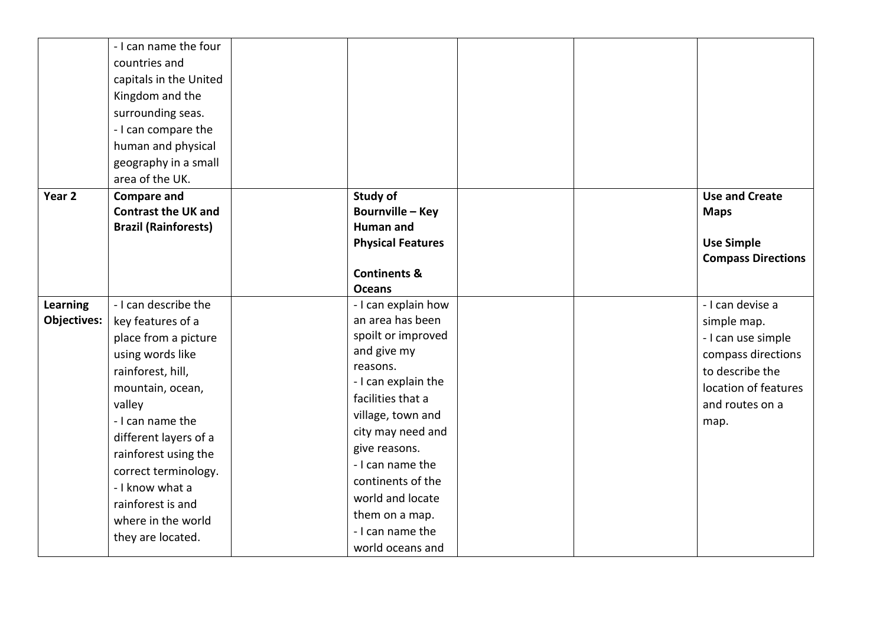| | | | | | | |
|---|---|---|---|---|---|---|
| | - I can name the four countries and capitals in the United Kingdom and the surrounding seas.<br>- I can compare the human and physical geography in a small area of the UK. | | | | | |
| **Year 2** | **Compare and Contrast the UK and Brazil (Rainforests)** | | **Study of Bournville – Key Human and Physical Features**<br><br>**Continents & Oceans** | | | **Use and Create Maps**<br><br>**Use Simple Compass Directions** |
| **Learning Objectives:** | - I can describe the key features of a place from a picture using words like rainforest, hill, mountain, ocean, valley<br>- I can name the different layers of a rainforest using the correct terminology.<br>- I know what a rainforest is and where in the world they are located. | | - I can explain how an area has been spoilt or improved and give my reasons.<br>- I can explain the facilities that a village, town and city may need and give reasons.<br>- I can name the continents of the world and locate them on a map.<br>- I can name the world oceans and | | | - I can devise a simple map.<br>- I can use simple compass directions to describe the location of features and routes on a map. |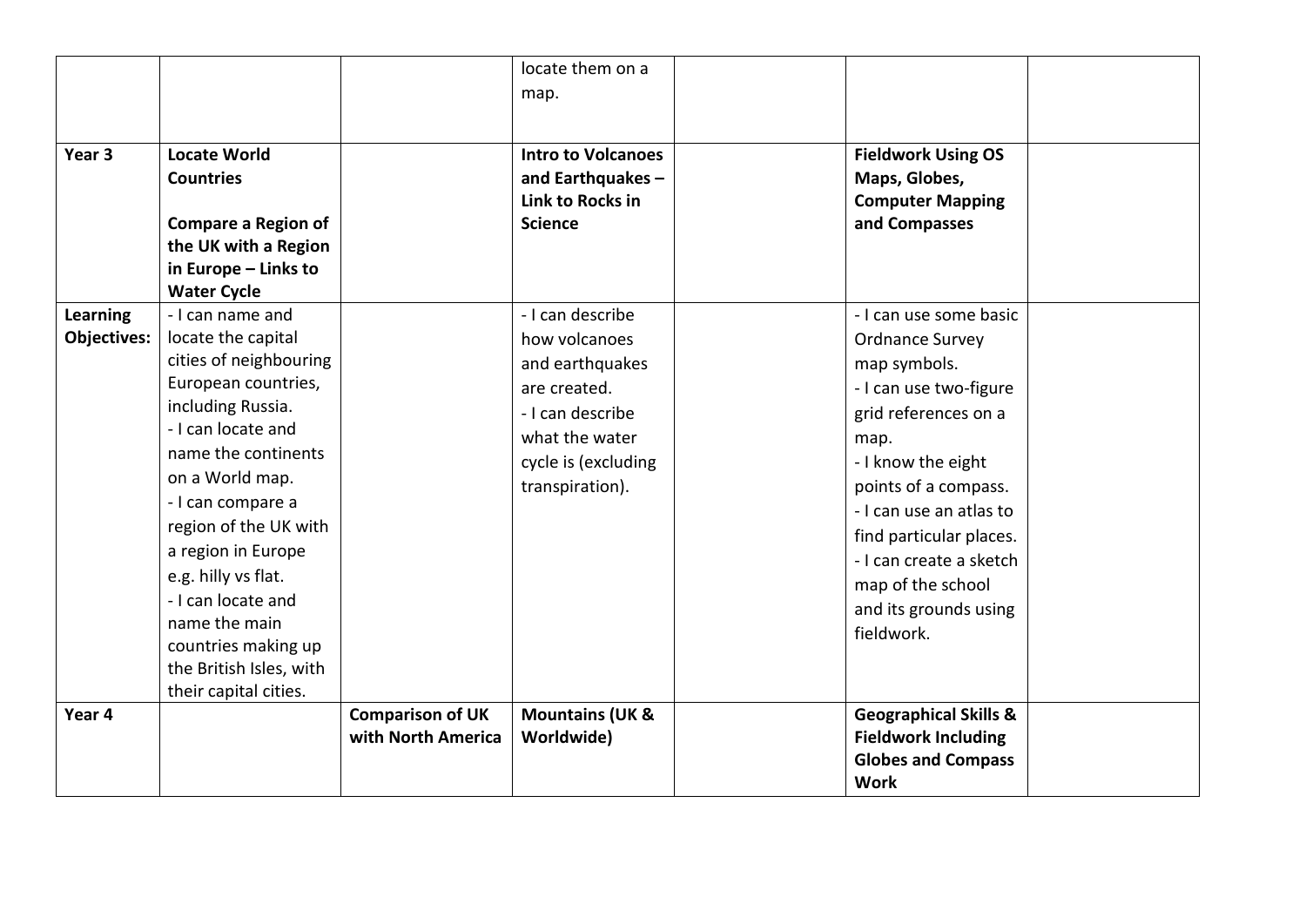| | | | | | | |
|---|---|---|---|---|---|---|
| | | | locate them on a map. | | | |
| **Year 3** | **Locate World Countries**<br><br>**Compare a Region of the UK with a Region in Europe – Links to Water Cycle** | | **Intro to Volcanoes and Earthquakes – Link to Rocks in Science** | | **Fieldwork Using OS Maps, Globes, Computer Mapping and Compasses** | |
| **Learning Objectives:** | - I can name and locate the capital cities of neighbouring European countries, including Russia.<br>- I can locate and name the continents on a World map.<br>- I can compare a region of the UK with a region in Europe e.g. hilly vs flat.<br>- I can locate and name the main countries making up the British Isles, with their capital cities. | | - I can describe how volcanoes and earthquakes are created.<br>- I can describe what the water cycle is (excluding transpiration). | | - I can use some basic Ordnance Survey map symbols.<br>- I can use two-figure grid references on a map.<br>- I know the eight points of a compass.<br>- I can use an atlas to find particular places.<br>- I can create a sketch map of the school and its grounds using fieldwork. | |
| **Year 4** | | **Comparison of UK with North America** | **Mountains (UK & Worldwide)** | | **Geographical Skills & Fieldwork Including Globes and Compass Work** | |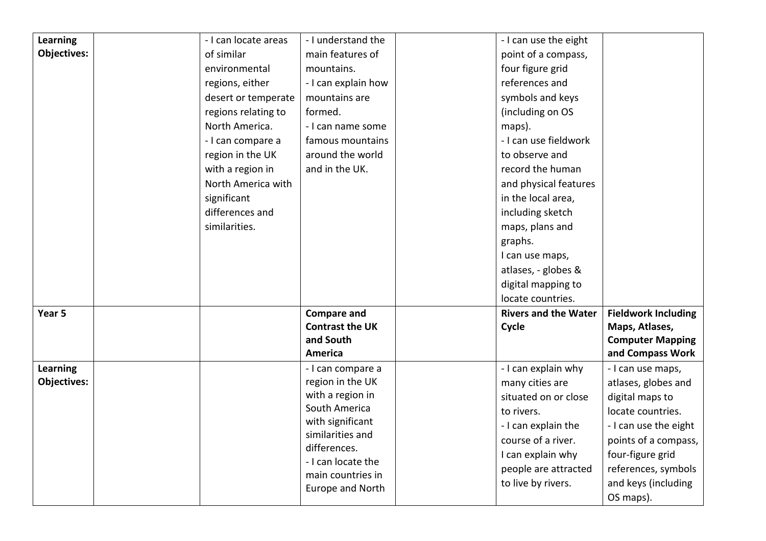| Learning Objectives: | | - I can locate areas of similar environmental regions, either desert or temperate regions relating to North America.<br>- I can compare a region in the UK with a region in North America with significant differences and similarities. | - I understand the main features of mountains.<br>- I can explain how mountains are formed.<br>- I can name some famous mountains around the world and in the UK. | | - I can use the eight point of a compass, four figure grid references and symbols and keys (including on OS maps).<br>- I can use fieldwork to observe and record the human and physical features in the local area, including sketch maps, plans and graphs.<br>I can use maps, atlases, - globes & digital mapping to locate countries. | |
|---|---|---|---|---|---|---|
| **Year 5** | | | **Compare and Contrast the UK and South America** | | **Rivers and the Water Cycle** | **Fieldwork Including Maps, Atlases, Computer Mapping and Compass Work** |
| **Learning Objectives:** | | | - I can compare a region in the UK with a region in South America with significant similarities and differences.<br>- I can locate the main countries in Europe and North | | - I can explain why many cities are situated on or close to rivers.<br>- I can explain the course of a river.<br>I can explain why people are attracted to live by rivers. | - I can use maps, atlases, globes and digital maps to locate countries.<br>- I can use the eight points of a compass, four-figure grid references, symbols and keys (including OS maps). |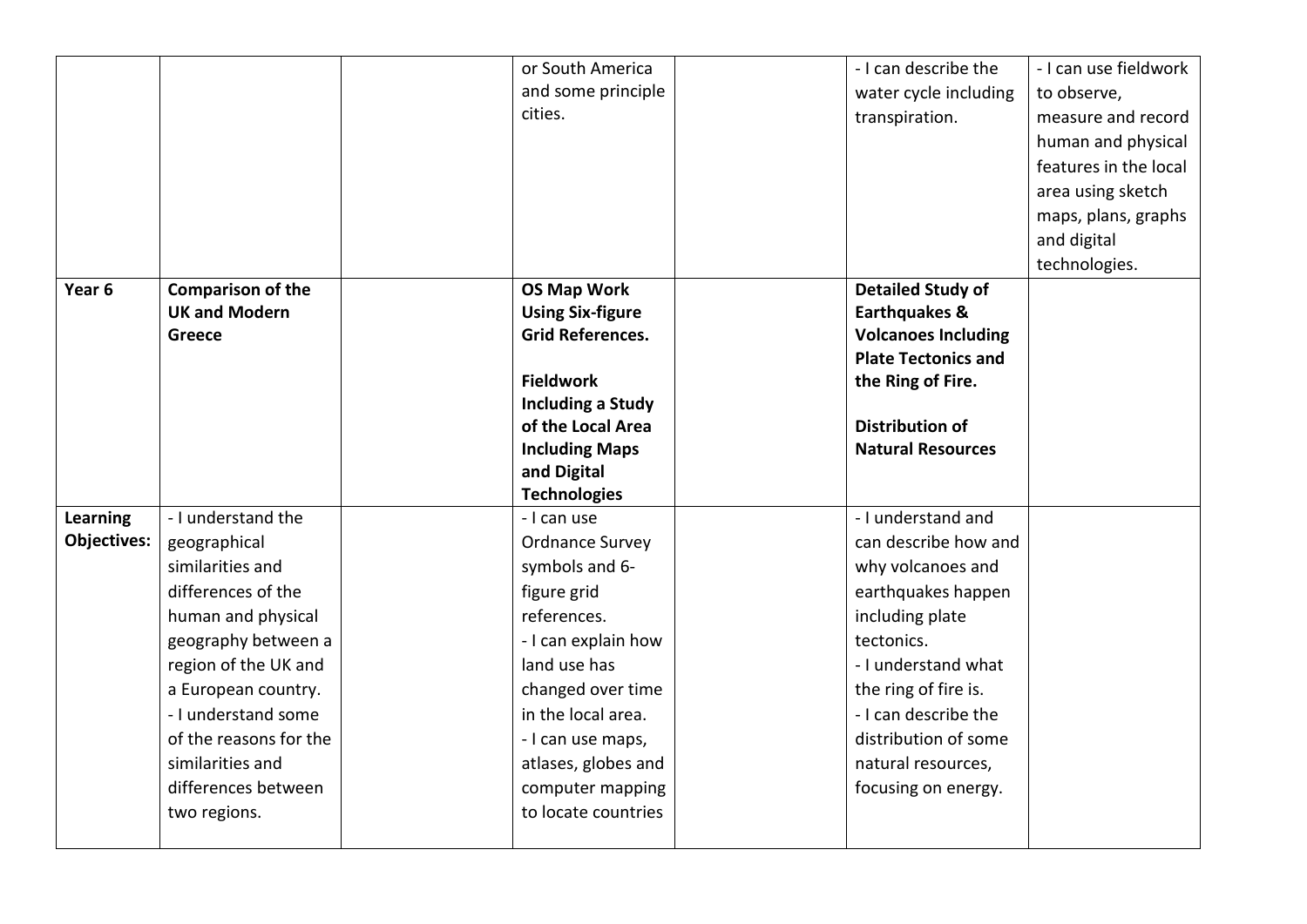| | | | | | | |
|---|---|---|---|---|---|---|
| | | | or South America and some principle cities. | | - I can describe the water cycle including transpiration. | - I can use fieldwork to observe, measure and record human and physical features in the local area using sketch maps, plans, graphs and digital technologies. |
| **Year 6** | **Comparison of the UK and Modern Greece** | | **OS Map Work Using Six-figure Grid References.**<br><br>**Fieldwork Including a Study of the Local Area Including Maps and Digital Technologies** | | **Detailed Study of Earthquakes & Volcanoes Including Plate Tectonics and the Ring of Fire.**<br><br>**Distribution of Natural Resources** | |
| **Learning Objectives:** | - I understand the geographical similarities and differences of the human and physical geography between a region of the UK and a European country.<br>- I understand some of the reasons for the similarities and differences between two regions. | | - I can use Ordnance Survey symbols and 6-figure grid references.<br>- I can explain how land use has changed over time in the local area.<br>- I can use maps, atlases, globes and computer mapping to locate countries | | - I understand and can describe how and why volcanoes and earthquakes happen including plate tectonics.<br>- I understand what the ring of fire is.<br>- I can describe the distribution of some natural resources, focusing on energy. | |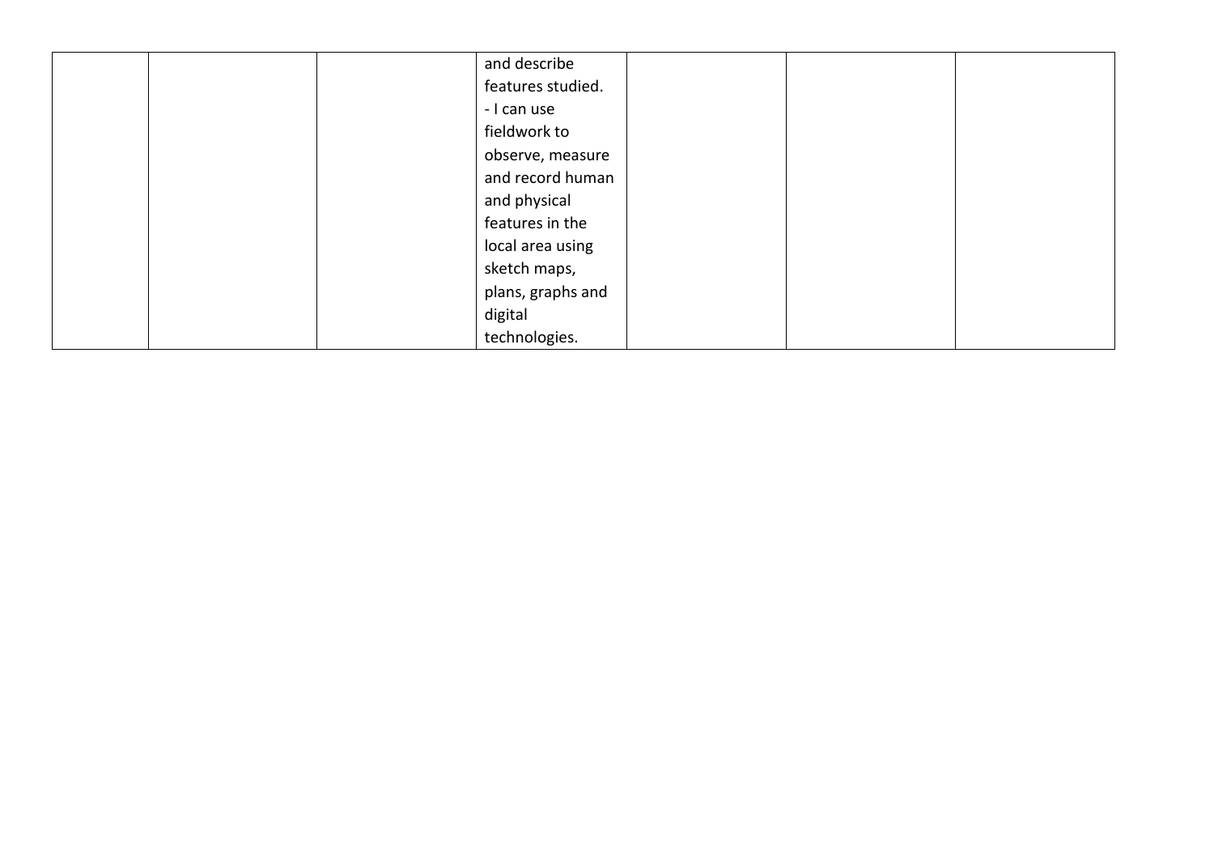| | | | | | | |
|---|---|---|---|---|---|---|
| | | | and describe features studied.<br>- I can use fieldwork to observe, measure and record human and physical features in the local area using sketch maps, plans, graphs and digital technologies. | | | |